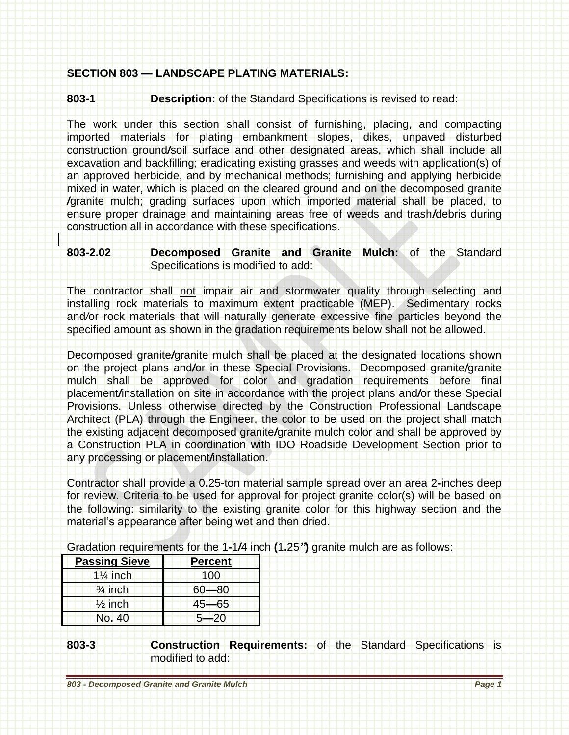**SECTION 803 — LANDSCAPE PLATING MATERIALS:**

**803-1 Description:** of the Standard Specifications is revised to read:

The work under this section shall consist of furnishing, placing, and compacting imported materials for plating embankment slopes, dikes, unpaved disturbed construction ground/soil surface and other designated areas, which shall include all excavation and backfilling; eradicating existing grasses and weeds with application(s) of an approved herbicide, and by mechanical methods; furnishing and applying herbicide mixed in water, which is placed on the cleared ground and on the decomposed granite /granite mulch; grading surfaces upon which imported material shall be placed, to ensure proper drainage and maintaining areas free of weeds and trash/debris during construction all in accordance with these specifications.

**803-2.02 Decomposed Granite and Granite Mulch:** of the Standard Specifications is modified to add:

The contractor shall <u>not</u> impair air and stormwater quality through selecting and installing rock materials to maximum extent practicable (MEP). Sedimentary rocks and/or rock materials that will naturally generate excessive fine particles beyond the specified amount as shown in the gradation requirements below shall <u>not</u> be allowed.

Decomposed granite/granite mulch shall be placed at the designated locations shown on the project plans and/or in these Special Provisions. Decomposed granite/granite mulch shall be approved for color and gradation requirements before final placement/installation on site in accordance with the project plans and/or these Special Provisions. Unless otherwise directed by the Construction Professional Landscape Architect (PLA) through the Engineer, the color to be used on the project shall match the existing adjacent decomposed granite/granite mulch color and shall be approved by a Construction PLA in coordination with IDO Roadside Development Section prior to any processing or placement/installation.

Contractor shall provide a 0.25-ton material sample spread over an area 2-inches deep for review. Criteria to be used for approval for project granite color(s) will be based on the following: similarity to the existing granite color for this highway section and the material's appearance after being wet and then dried.

Gradation requirements for the 1-1/4 inch (1.25") granite mulch are as follows:

| Passing Sieve | Percent |
|---|---|
| 1¼ inch | 100 |
| ¾ inch | 60—80 |
| ½ inch | 45—65 |
| No. 40 | 5—20 |

**803-3 Construction Requirements:** of the Standard Specifications is modified to add: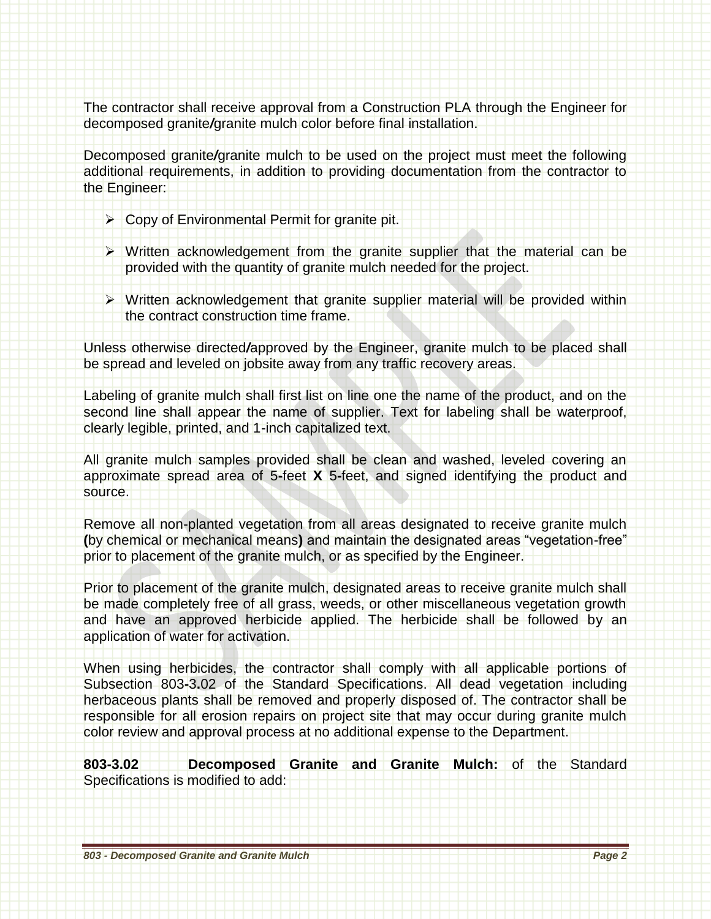The contractor shall receive approval from a Construction PLA through the Engineer for decomposed granite/granite mulch color before final installation.

Decomposed granite/granite mulch to be used on the project must meet the following additional requirements, in addition to providing documentation from the contractor to the Engineer:

- Copy of Environmental Permit for granite pit.

- Written acknowledgement from the granite supplier that the material can be provided with the quantity of granite mulch needed for the project.

- Written acknowledgement that granite supplier material will be provided within the contract construction time frame.

Unless otherwise directed/approved by the Engineer, granite mulch to be placed shall be spread and leveled on jobsite away from any traffic recovery areas.

Labeling of granite mulch shall first list on line one the name of the product, and on the second line shall appear the name of supplier. Text for labeling shall be waterproof, clearly legible, printed, and 1-inch capitalized text.

All granite mulch samples provided shall be clean and washed, leveled covering an approximate spread area of 5-feet **X** 5-feet, and signed identifying the product and source.

Remove all non-planted vegetation from all areas designated to receive granite mulch (by chemical or mechanical means) and maintain the designated areas "vegetation-free" prior to placement of the granite mulch, or as specified by the Engineer.

Prior to placement of the granite mulch, designated areas to receive granite mulch shall be made completely free of all grass, weeds, or other miscellaneous vegetation growth and have an approved herbicide applied. The herbicide shall be followed by an application of water for activation.

When using herbicides, the contractor shall comply with all applicable portions of Subsection 803-3.02 of the Standard Specifications. All dead vegetation including herbaceous plants shall be removed and properly disposed of. The contractor shall be responsible for all erosion repairs on project site that may occur during granite mulch color review and approval process at no additional expense to the Department.

**803-3.02 Decomposed Granite and Granite Mulch:** of the Standard Specifications is modified to add: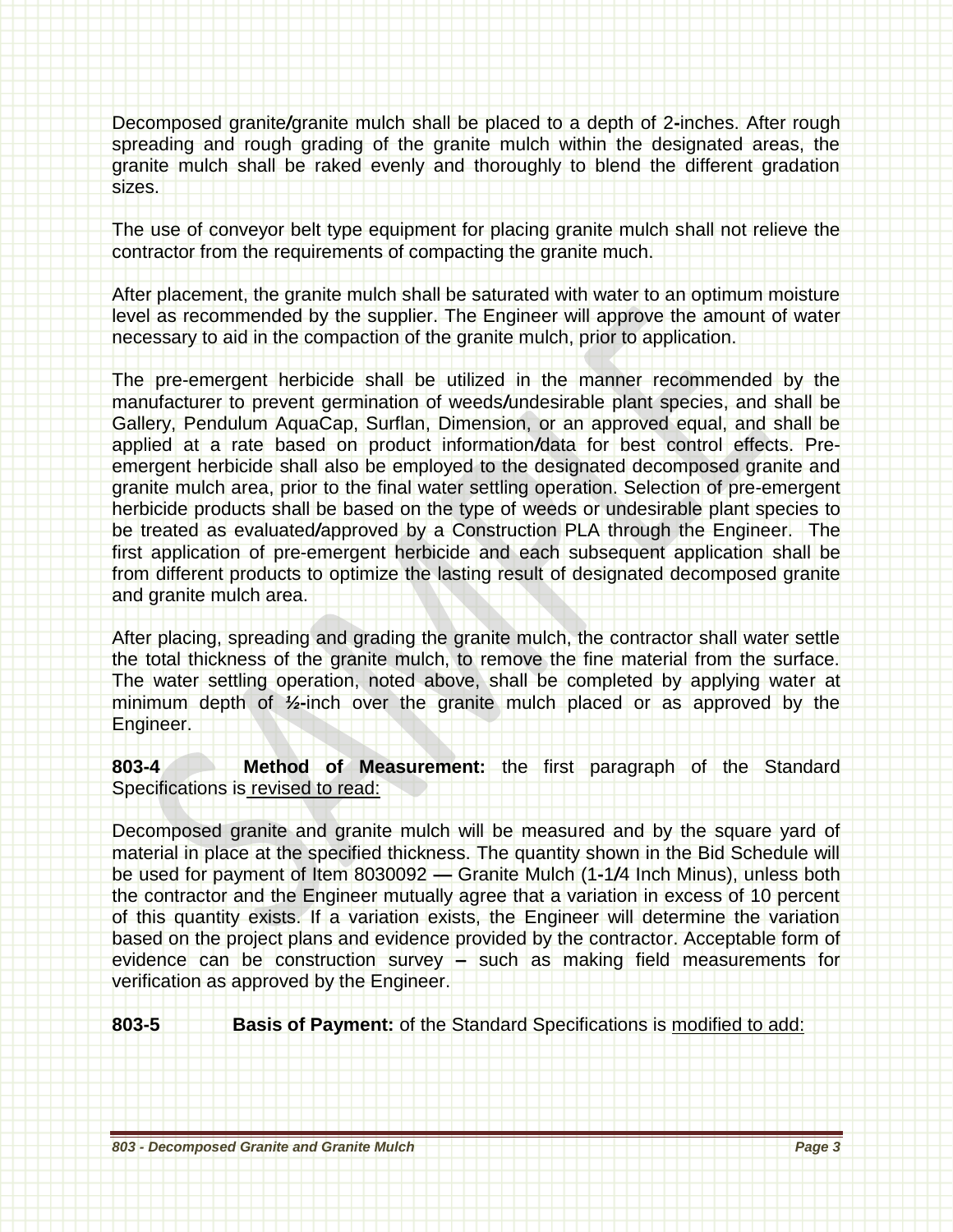Decomposed granite/granite mulch shall be placed to a depth of 2-inches. After rough spreading and rough grading of the granite mulch within the designated areas, the granite mulch shall be raked evenly and thoroughly to blend the different gradation sizes.

The use of conveyor belt type equipment for placing granite mulch shall not relieve the contractor from the requirements of compacting the granite much.

After placement, the granite mulch shall be saturated with water to an optimum moisture level as recommended by the supplier. The Engineer will approve the amount of water necessary to aid in the compaction of the granite mulch, prior to application.

The pre-emergent herbicide shall be utilized in the manner recommended by the manufacturer to prevent germination of weeds/undesirable plant species, and shall be Gallery, Pendulum AquaCap, Surflan, Dimension, or an approved equal, and shall be applied at a rate based on product information/data for best control effects. Pre-emergent herbicide shall also be employed to the designated decomposed granite and granite mulch area, prior to the final water settling operation. Selection of pre-emergent herbicide products shall be based on the type of weeds or undesirable plant species to be treated as evaluated/approved by a Construction PLA through the Engineer. The first application of pre-emergent herbicide and each subsequent application shall be from different products to optimize the lasting result of designated decomposed granite and granite mulch area.

After placing, spreading and grading the granite mulch, the contractor shall water settle the total thickness of the granite mulch, to remove the fine material from the surface. The water settling operation, noted above, shall be completed by applying water at minimum depth of ½-inch over the granite mulch placed or as approved by the Engineer.

**803-4 Method of Measurement:** the first paragraph of the Standard Specifications is revised to read:

Decomposed granite and granite mulch will be measured and by the square yard of material in place at the specified thickness. The quantity shown in the Bid Schedule will be used for payment of Item 8030092 — Granite Mulch (1-1/4 Inch Minus), unless both the contractor and the Engineer mutually agree that a variation in excess of 10 percent of this quantity exists. If a variation exists, the Engineer will determine the variation based on the project plans and evidence provided by the contractor. Acceptable form of evidence can be construction survey – such as making field measurements for verification as approved by the Engineer.

**803-5 Basis of Payment:** of the Standard Specifications is modified to add: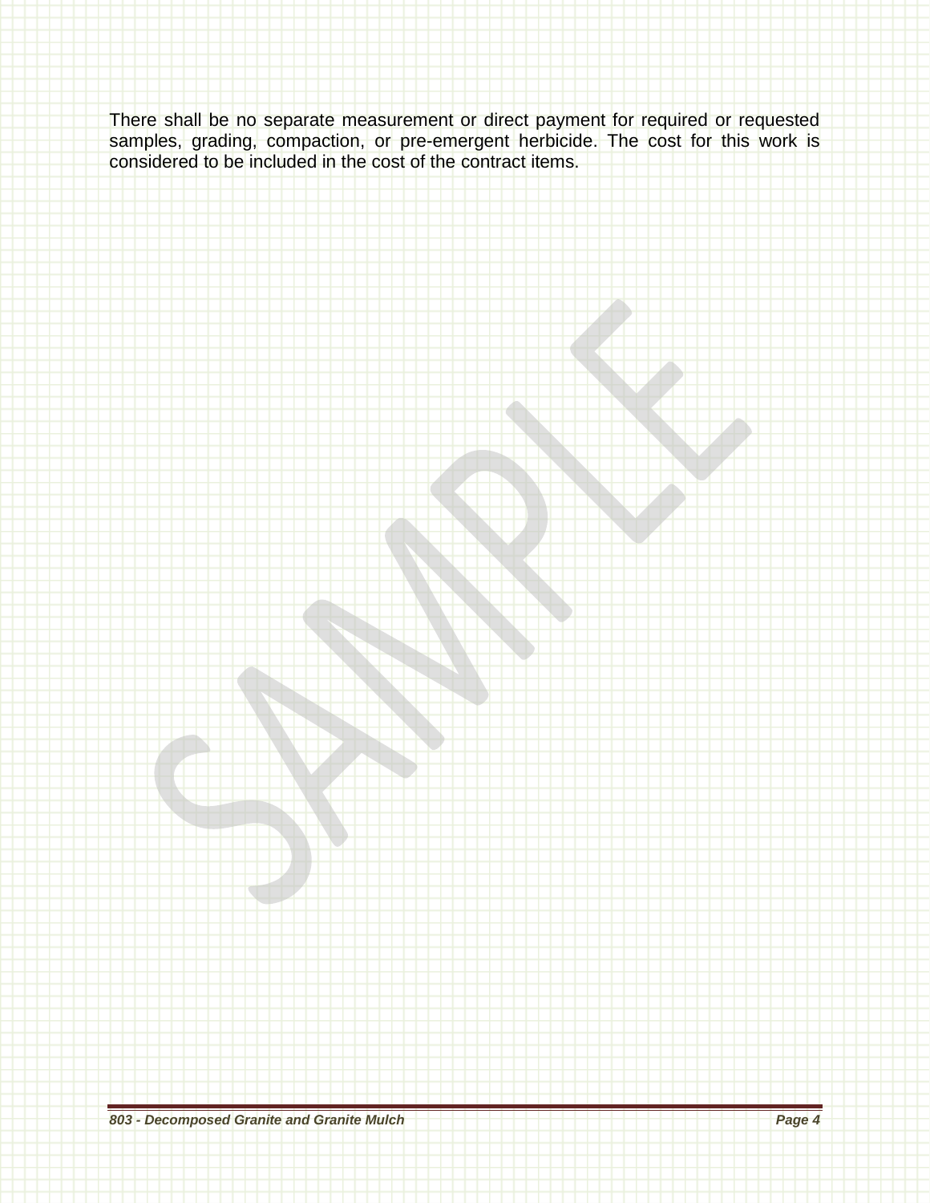There shall be no separate measurement or direct payment for required or requested samples, grading, compaction, or pre-emergent herbicide. The cost for this work is considered to be included in the cost of the contract items.